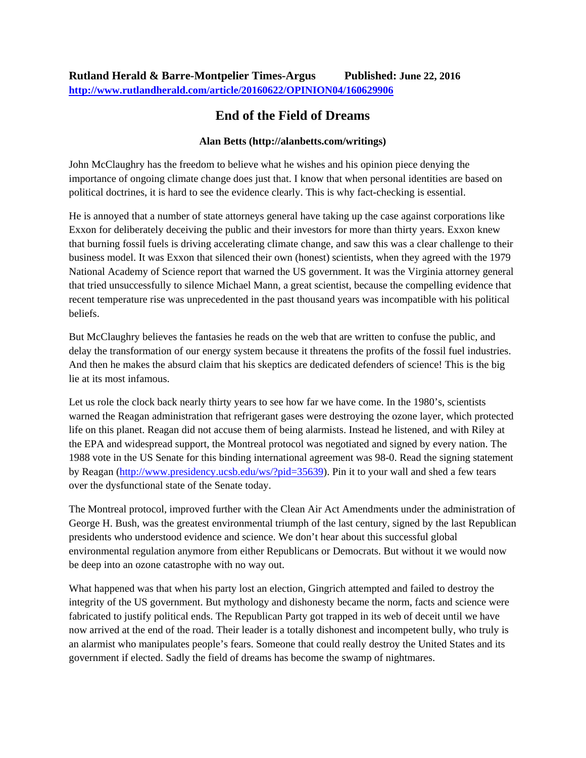**Rutland Herald & Barre-Montpelier Times-Argus** **Published: June 22, 2016**
**http://www.rutlandherald.com/article/20160622/OPINION04/160629906**

# End of the Field of Dreams

**Alan Betts (http://alanbetts.com/writings)**

John McClaughry has the freedom to believe what he wishes and his opinion piece denying the importance of ongoing climate change does just that. I know that when personal identities are based on political doctrines, it is hard to see the evidence clearly. This is why fact-checking is essential.

He is annoyed that a number of state attorneys general have taking up the case against corporations like Exxon for deliberately deceiving the public and their investors for more than thirty years. Exxon knew that burning fossil fuels is driving accelerating climate change, and saw this was a clear challenge to their business model. It was Exxon that silenced their own (honest) scientists, when they agreed with the 1979 National Academy of Science report that warned the US government. It was the Virginia attorney general that tried unsuccessfully to silence Michael Mann, a great scientist, because the compelling evidence that recent temperature rise was unprecedented in the past thousand years was incompatible with his political beliefs.

But McClaughry believes the fantasies he reads on the web that are written to confuse the public, and delay the transformation of our energy system because it threatens the profits of the fossil fuel industries. And then he makes the absurd claim that his skeptics are dedicated defenders of science! This is the big lie at its most infamous.

Let us role the clock back nearly thirty years to see how far we have come. In the 1980's, scientists warned the Reagan administration that refrigerant gases were destroying the ozone layer, which protected life on this planet. Reagan did not accuse them of being alarmists. Instead he listened, and with Riley at the EPA and widespread support, the Montreal protocol was negotiated and signed by every nation. The 1988 vote in the US Senate for this binding international agreement was 98-0. Read the signing statement by Reagan (http://www.presidency.ucsb.edu/ws/?pid=35639). Pin it to your wall and shed a few tears over the dysfunctional state of the Senate today.

The Montreal protocol, improved further with the Clean Air Act Amendments under the administration of George H. Bush, was the greatest environmental triumph of the last century, signed by the last Republican presidents who understood evidence and science. We don't hear about this successful global environmental regulation anymore from either Republicans or Democrats. But without it we would now be deep into an ozone catastrophe with no way out.

What happened was that when his party lost an election, Gingrich attempted and failed to destroy the integrity of the US government. But mythology and dishonesty became the norm, facts and science were fabricated to justify political ends. The Republican Party got trapped in its web of deceit until we have now arrived at the end of the road. Their leader is a totally dishonest and incompetent bully, who truly is an alarmist who manipulates people's fears. Someone that could really destroy the United States and its government if elected. Sadly the field of dreams has become the swamp of nightmares.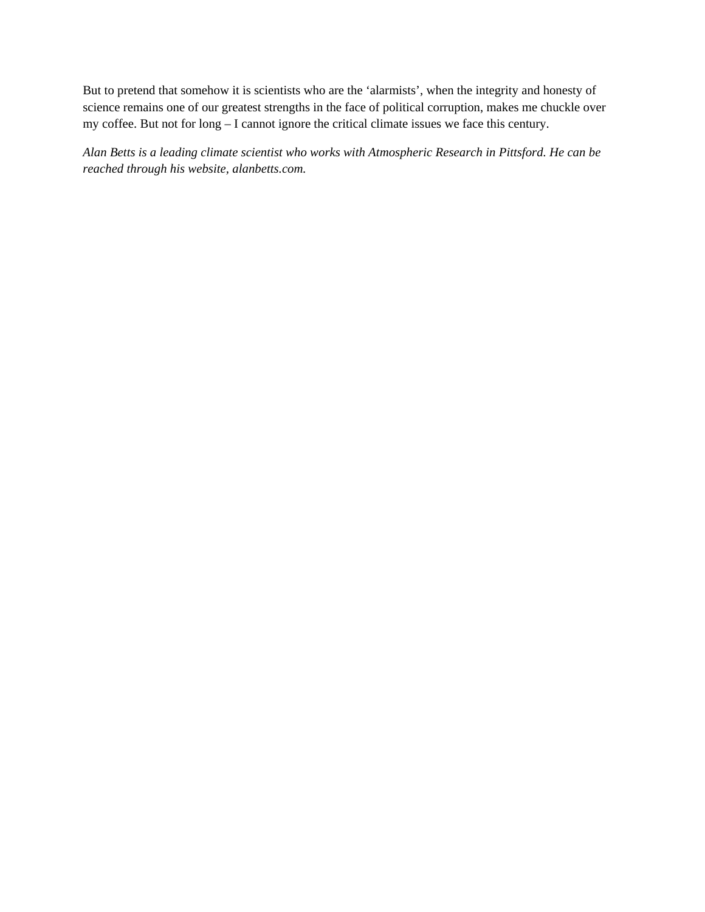But to pretend that somehow it is scientists who are the ‘alarmists’, when the integrity and honesty of science remains one of our greatest strengths in the face of political corruption, makes me chuckle over my coffee. But not for long – I cannot ignore the critical climate issues we face this century.

*Alan Betts is a leading climate scientist who works with Atmospheric Research in Pittsford. He can be reached through his website, alanbetts.com.*